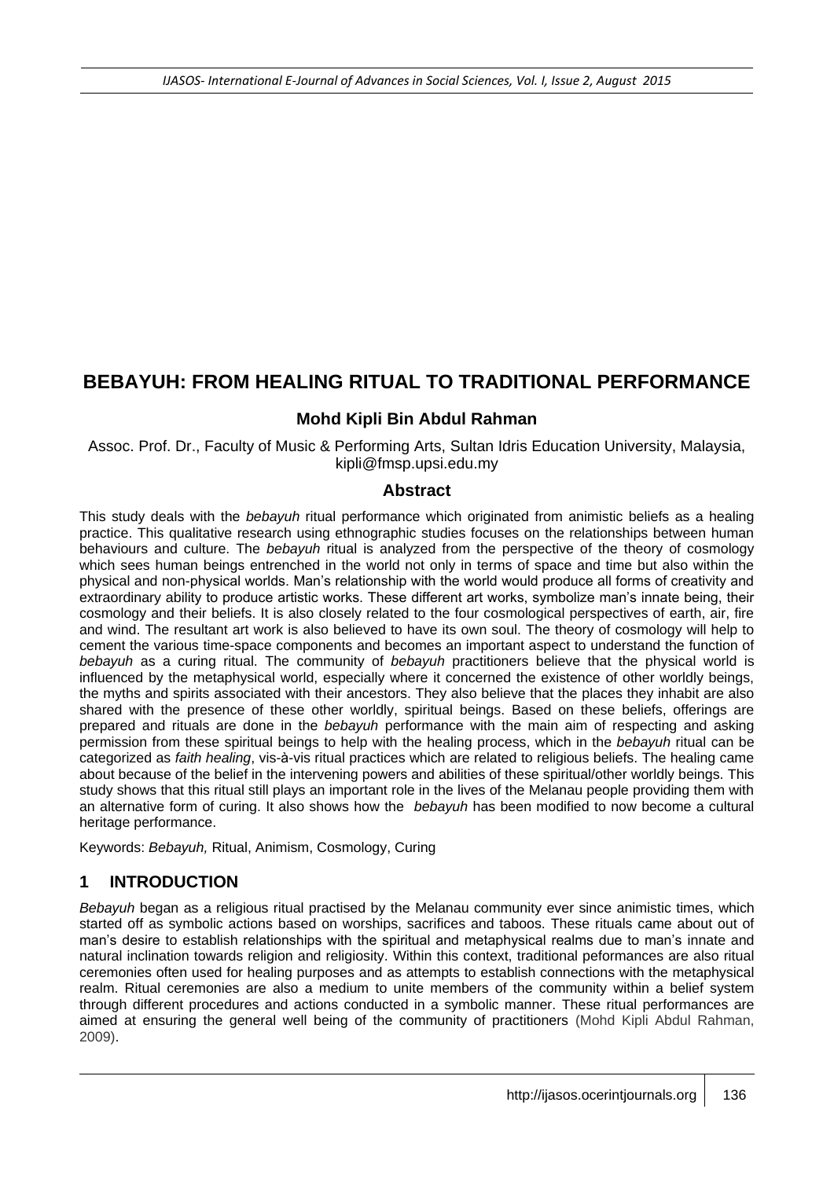# BEBAYUH: FROM HEALING RITUAL TO TRADITIONAL PERFORMANCE

**Mohd Kipli Bin Abdul Rahman**

Assoc. Prof. Dr., Faculty of Music & Performing Arts, Sultan Idris Education University, Malaysia, kipli@fmsp.upsi.edu.my

## Abstract

This study deals with the *bebayuh* ritual performance which originated from animistic beliefs as a healing practice. This qualitative research using ethnographic studies focuses on the relationships between human behaviours and culture. The *bebayuh* ritual is analyzed from the perspective of the theory of cosmology which sees human beings entrenched in the world not only in terms of space and time but also within the physical and non-physical worlds. Man's relationship with the world would produce all forms of creativity and extraordinary ability to produce artistic works. These different art works, symbolize man's innate being, their cosmology and their beliefs. It is also closely related to the four cosmological perspectives of earth, air, fire and wind. The resultant art work is also believed to have its own soul. The theory of cosmology will help to cement the various time-space components and becomes an important aspect to understand the function of *bebayuh* as a curing ritual. The community of *bebayuh* practitioners believe that the physical world is influenced by the metaphysical world, especially where it concerned the existence of other worldly beings, the myths and spirits associated with their ancestors. They also believe that the places they inhabit are also shared with the presence of these other worldly, spiritual beings. Based on these beliefs, offerings are prepared and rituals are done in the *bebayuh* performance with the main aim of respecting and asking permission from these spiritual beings to help with the healing process, which in the *bebayuh* ritual can be categorized as *faith healing*, vis-à-vis ritual practices which are related to religious beliefs. The healing came about because of the belief in the intervening powers and abilities of these spiritual/other worldly beings. This study shows that this ritual still plays an important role in the lives of the Melanau people providing them with an alternative form of curing. It also shows how the *bebayuh* has been modified to now become a cultural heritage performance.

Keywords: *Bebayuh,* Ritual, Animism, Cosmology, Curing

## 1 INTRODUCTION

*Bebayuh* began as a religious ritual practised by the Melanau community ever since animistic times, which started off as symbolic actions based on worships, sacrifices and taboos. These rituals came about out of man's desire to establish relationships with the spiritual and metaphysical realms due to man's innate and natural inclination towards religion and religiosity. Within this context, traditional peformances are also ritual ceremonies often used for healing purposes and as attempts to establish connections with the metaphysical realm. Ritual ceremonies are also a medium to unite members of the community within a belief system through different procedures and actions conducted in a symbolic manner. These ritual performances are aimed at ensuring the general well being of the community of practitioners (Mohd Kipli Abdul Rahman, 2009).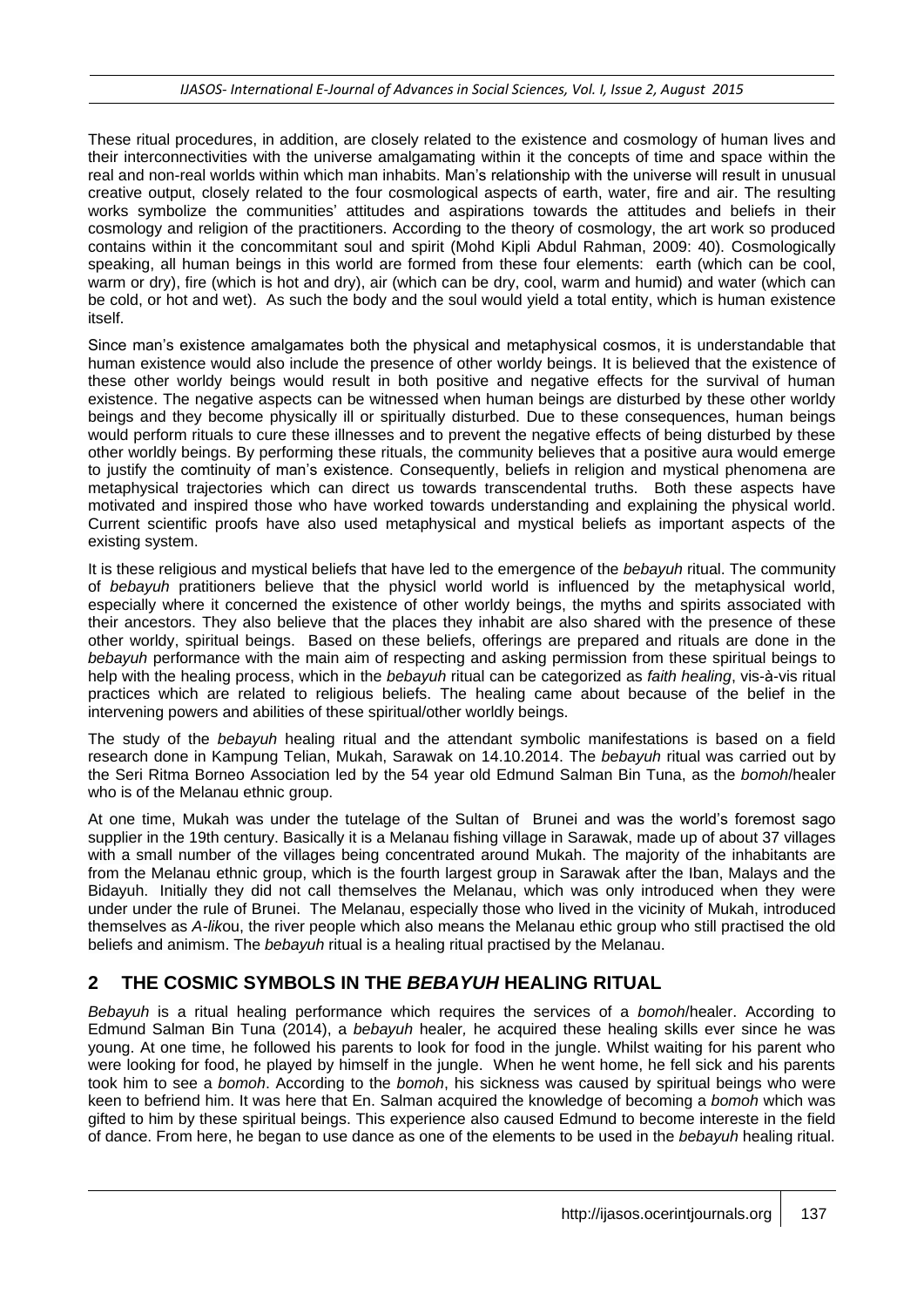These ritual procedures, in addition, are closely related to the existence and cosmology of human lives and their interconnectivities with the universe amalgamating within it the concepts of time and space within the real and non-real worlds within which man inhabits. Man's relationship with the universe will result in unusual creative output, closely related to the four cosmological aspects of earth, water, fire and air. The resulting works symbolize the communities' attitudes and aspirations towards the attitudes and beliefs in their cosmology and religion of the practitioners. According to the theory of cosmology, the art work so produced contains within it the concommitant soul and spirit (Mohd Kipli Abdul Rahman, 2009: 40). Cosmologically speaking, all human beings in this world are formed from these four elements: earth (which can be cool, warm or dry), fire (which is hot and dry), air (which can be dry, cool, warm and humid) and water (which can be cold, or hot and wet). As such the body and the soul would yield a total entity, which is human existence itself.

Since man's existence amalgamates both the physical and metaphysical cosmos, it is understandable that human existence would also include the presence of other worldy beings. It is believed that the existence of these other worldy beings would result in both positive and negative effects for the survival of human existence. The negative aspects can be witnessed when human beings are disturbed by these other worldy beings and they become physically ill or spiritually disturbed. Due to these consequences, human beings would perform rituals to cure these illnesses and to prevent the negative effects of being disturbed by these other worldly beings. By performing these rituals, the community believes that a positive aura would emerge to justify the comtinuity of man's existence. Consequently, beliefs in religion and mystical phenomena are metaphysical trajectories which can direct us towards transcendental truths. Both these aspects have motivated and inspired those who have worked towards understanding and explaining the physical world. Current scientific proofs have also used metaphysical and mystical beliefs as important aspects of the existing system.

It is these religious and mystical beliefs that have led to the emergence of the *bebayuh* ritual. The community of *bebayuh* pratitioners believe that the physicl world world is influenced by the metaphysical world, especially where it concerned the existence of other worldy beings, the myths and spirits associated with their ancestors. They also believe that the places they inhabit are also shared with the presence of these other worldy, spiritual beings. Based on these beliefs, offerings are prepared and rituals are done in the *bebayuh* performance with the main aim of respecting and asking permission from these spiritual beings to help with the healing process, which in the *bebayuh* ritual can be categorized as *faith healing*, vis-à-vis ritual practices which are related to religious beliefs. The healing came about because of the belief in the intervening powers and abilities of these spiritual/other worldly beings.

The study of the *bebayuh* healing ritual and the attendant symbolic manifestations is based on a field research done in Kampung Telian, Mukah, Sarawak on 14.10.2014. The *bebayuh* ritual was carried out by the Seri Ritma Borneo Association led by the 54 year old Edmund Salman Bin Tuna, as the *bomoh*/healer who is of the Melanau ethnic group.

At one time, Mukah was under the tutelage of the Sultan of Brunei and was the world's foremost sago supplier in the 19th century. Basically it is a Melanau fishing village in Sarawak, made up of about 37 villages with a small number of the villages being concentrated around Mukah. The majority of the inhabitants are from the Melanau ethnic group, which is the fourth largest group in Sarawak after the Iban, Malays and the Bidayuh. Initially they did not call themselves the Melanau, which was only introduced when they were under under the rule of Brunei. The Melanau, especially those who lived in the vicinity of Mukah, introduced themselves as *A-lik*ou, the river people which also means the Melanau ethic group who still practised the old beliefs and animism. The *bebayuh* ritual is a healing ritual practised by the Melanau.

## 2 THE COSMIC SYMBOLS IN THE *BEBAYUH* HEALING RITUAL

*Bebayuh* is a ritual healing performance which requires the services of a *bomoh*/healer. According to Edmund Salman Bin Tuna (2014), a *bebayuh* healer*,* he acquired these healing skills ever since he was young. At one time, he followed his parents to look for food in the jungle. Whilst waiting for his parent who were looking for food, he played by himself in the jungle. When he went home, he fell sick and his parents took him to see a *bomoh*. According to the *bomoh*, his sickness was caused by spiritual beings who were keen to befriend him. It was here that En. Salman acquired the knowledge of becoming a *bomoh* which was gifted to him by these spiritual beings. This experience also caused Edmund to become intereste in the field of dance. From here, he began to use dance as one of the elements to be used in the *bebayuh* healing ritual.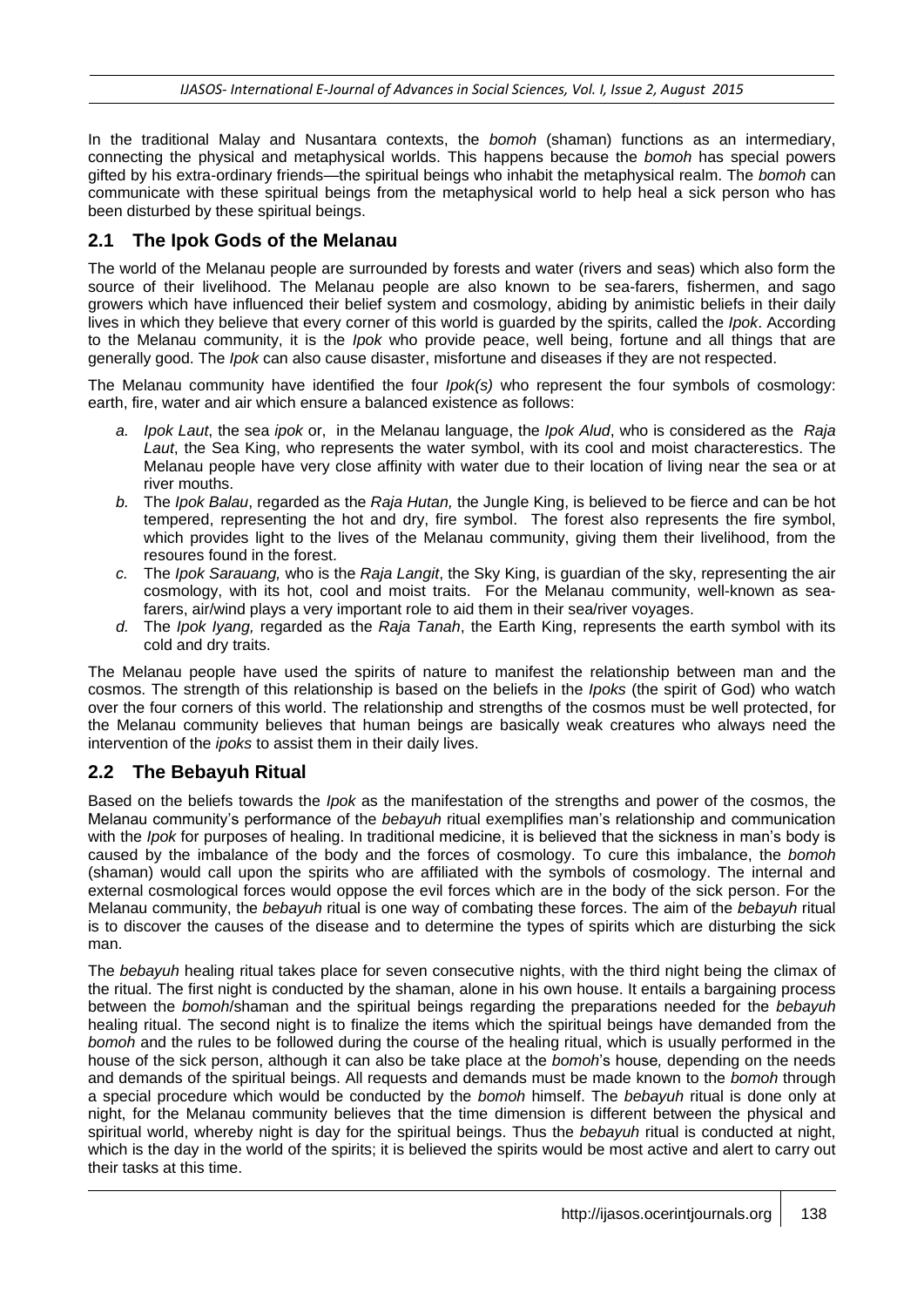In the traditional Malay and Nusantara contexts, the *bomoh* (shaman) functions as an intermediary, connecting the physical and metaphysical worlds. This happens because the *bomoh* has special powers gifted by his extra-ordinary friends—the spiritual beings who inhabit the metaphysical realm. The *bomoh* can communicate with these spiritual beings from the metaphysical world to help heal a sick person who has been disturbed by these spiritual beings.

## 2.1 The Ipok Gods of the Melanau

The world of the Melanau people are surrounded by forests and water (rivers and seas) which also form the source of their livelihood. The Melanau people are also known to be sea-farers, fishermen, and sago growers which have influenced their belief system and cosmology, abiding by animistic beliefs in their daily lives in which they believe that every corner of this world is guarded by the spirits, called the *Ipok*. According to the Melanau community, it is the *Ipok* who provide peace, well being, fortune and all things that are generally good. The *Ipok* can also cause disaster, misfortune and diseases if they are not respected.

The Melanau community have identified the four *Ipok(s)* who represent the four symbols of cosmology: earth, fire, water and air which ensure a balanced existence as follows:

*a.* *Ipok Laut*, the sea *ipok* or, in the Melanau language, the *Ipok Alud*, who is considered as the *Raja Laut*, the Sea King, who represents the water symbol, with its cool and moist characterestics. The Melanau people have very close affinity with water due to their location of living near the sea or at river mouths.

*b.* The *Ipok Balau*, regarded as the *Raja Hutan,* the Jungle King, is believed to be fierce and can be hot tempered, representing the hot and dry, fire symbol. The forest also represents the fire symbol, which provides light to the lives of the Melanau community, giving them their livelihood, from the resoures found in the forest.

*c.* The *Ipok Sarauang,* who is the *Raja Langit*, the Sky King, is guardian of the sky, representing the air cosmology, with its hot, cool and moist traits. For the Melanau community, well-known as sea-farers, air/wind plays a very important role to aid them in their sea/river voyages.

*d.* The *Ipok Iyang,* regarded as the *Raja Tanah*, the Earth King, represents the earth symbol with its cold and dry traits.

The Melanau people have used the spirits of nature to manifest the relationship between man and the cosmos. The strength of this relationship is based on the beliefs in the *Ipoks* (the spirit of God) who watch over the four corners of this world. The relationship and strengths of the cosmos must be well protected, for the Melanau community believes that human beings are basically weak creatures who always need the intervention of the *ipoks* to assist them in their daily lives.

## 2.2 The Bebayuh Ritual

Based on the beliefs towards the *Ipok* as the manifestation of the strengths and power of the cosmos, the Melanau community's performance of the *bebayuh* ritual exemplifies man's relationship and communication with the *Ipok* for purposes of healing. In traditional medicine, it is believed that the sickness in man's body is caused by the imbalance of the body and the forces of cosmology. To cure this imbalance, the *bomoh* (shaman) would call upon the spirits who are affiliated with the symbols of cosmology. The internal and external cosmological forces would oppose the evil forces which are in the body of the sick person. For the Melanau community, the *bebayuh* ritual is one way of combating these forces. The aim of the *bebayuh* ritual is to discover the causes of the disease and to determine the types of spirits which are disturbing the sick man.

The *bebayuh* healing ritual takes place for seven consecutive nights, with the third night being the climax of the ritual. The first night is conducted by the shaman, alone in his own house. It entails a bargaining process between the *bomoh*/shaman and the spiritual beings regarding the preparations needed for the *bebayuh* healing ritual. The second night is to finalize the items which the spiritual beings have demanded from the *bomoh* and the rules to be followed during the course of the healing ritual, which is usually performed in the house of the sick person, although it can also be take place at the *bomoh*'s house*,* depending on the needs and demands of the spiritual beings. All requests and demands must be made known to the *bomoh* through a special procedure which would be conducted by the *bomoh* himself. The *bebayuh* ritual is done only at night, for the Melanau community believes that the time dimension is different between the physical and spiritual world, whereby night is day for the spiritual beings. Thus the *bebayuh* ritual is conducted at night, which is the day in the world of the spirits; it is believed the spirits would be most active and alert to carry out their tasks at this time.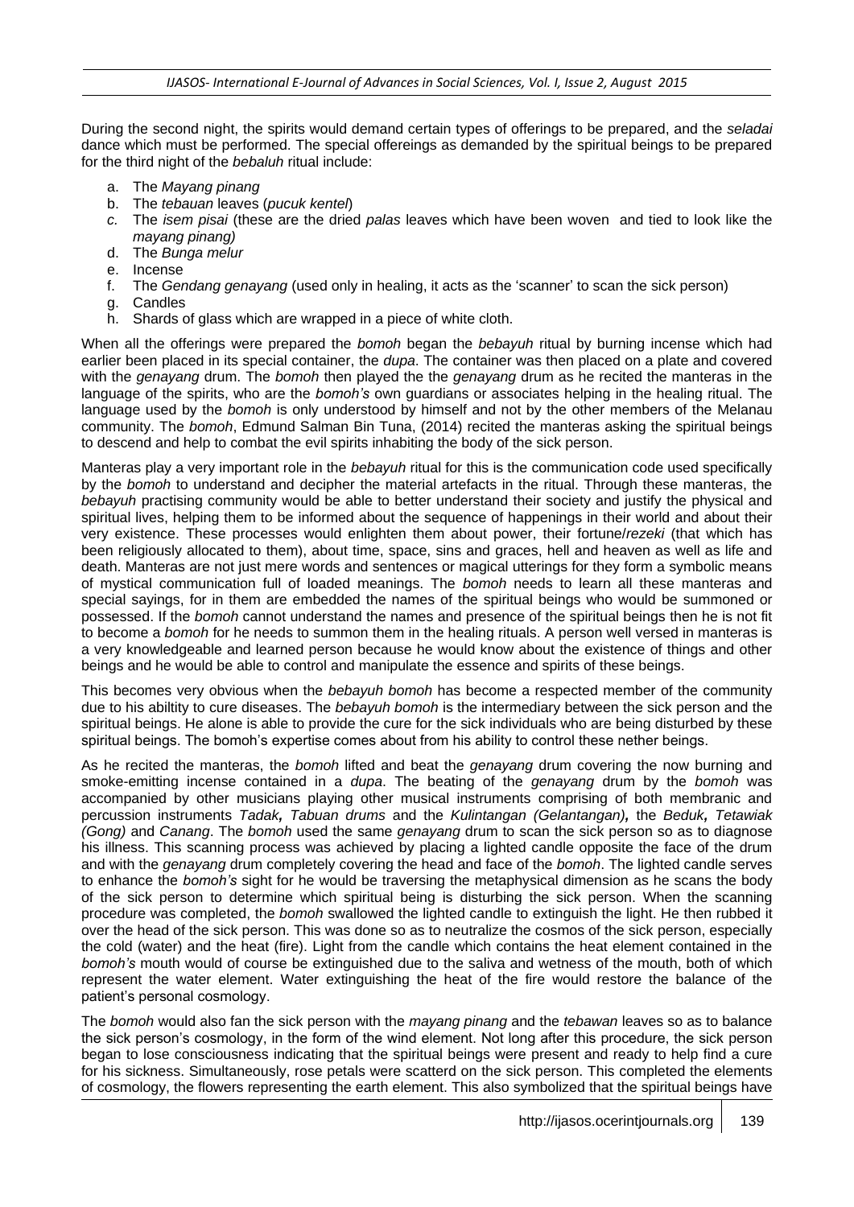During the second night, the spirits would demand certain types of offerings to be prepared, and the *seladai* dance which must be performed. The special offereings as demanded by the spiritual beings to be prepared for the third night of the *bebaluh* ritual include:

a. The *Mayang pinang*
b. The *tebauan* leaves (*pucuk kentel*)
c. The *isem pisai* (these are the dried *palas* leaves which have been woven and tied to look like the *mayang pinang)*
d. The *Bunga melur*
e. Incense
f. The *Gendang genayang* (used only in healing, it acts as the 'scanner' to scan the sick person)
g. Candles
h. Shards of glass which are wrapped in a piece of white cloth.

When all the offerings were prepared the *bomoh* began the *bebayuh* ritual by burning incense which had earlier been placed in its special container, the *dupa*. The container was then placed on a plate and covered with the *genayang* drum. The *bomoh* then played the the *genayang* drum as he recited the manteras in the language of the spirits, who are the *bomoh's* own guardians or associates helping in the healing ritual. The language used by the *bomoh* is only understood by himself and not by the other members of the Melanau community. The *bomoh*, Edmund Salman Bin Tuna, (2014) recited the manteras asking the spiritual beings to descend and help to combat the evil spirits inhabiting the body of the sick person.

Manteras play a very important role in the *bebayuh* ritual for this is the communication code used specifically by the *bomoh* to understand and decipher the material artefacts in the ritual. Through these manteras, the *bebayuh* practising community would be able to better understand their society and justify the physical and spiritual lives, helping them to be informed about the sequence of happenings in their world and about their very existence. These processes would enlighten them about power, their fortune/*rezeki* (that which has been religiously allocated to them), about time, space, sins and graces, hell and heaven as well as life and death. Manteras are not just mere words and sentences or magical utterings for they form a symbolic means of mystical communication full of loaded meanings. The *bomoh* needs to learn all these manteras and special sayings, for in them are embedded the names of the spiritual beings who would be summoned or possessed. If the *bomoh* cannot understand the names and presence of the spiritual beings then he is not fit to become a *bomoh* for he needs to summon them in the healing rituals. A person well versed in manteras is a very knowledgeable and learned person because he would know about the existence of things and other beings and he would be able to control and manipulate the essence and spirits of these beings.

This becomes very obvious when the *bebayuh bomoh* has become a respected member of the community due to his abiltity to cure diseases. The *bebayuh bomoh* is the intermediary between the sick person and the spiritual beings. He alone is able to provide the cure for the sick individuals who are being disturbed by these spiritual beings. The bomoh's expertise comes about from his ability to control these nether beings.

As he recited the manteras, the *bomoh* lifted and beat the *genayang* drum covering the now burning and smoke-emitting incense contained in a *dupa*. The beating of the *genayang* drum by the *bomoh* was accompanied by other musicians playing other musical instruments comprising of both membranic and percussion instruments *Tadak***,** *Tabuan drums* and the *Kulintangan (Gelantangan)***,** the *Beduk***,** *Tetawiak (Gong)* and *Canang*. The *bomoh* used the same *genayang* drum to scan the sick person so as to diagnose his illness. This scanning process was achieved by placing a lighted candle opposite the face of the drum and with the *genayang* drum completely covering the head and face of the *bomoh*. The lighted candle serves to enhance the *bomoh's* sight for he would be traversing the metaphysical dimension as he scans the body of the sick person to determine which spiritual being is disturbing the sick person. When the scanning procedure was completed, the *bomoh* swallowed the lighted candle to extinguish the light. He then rubbed it over the head of the sick person. This was done so as to neutralize the cosmos of the sick person, especially the cold (water) and the heat (fire). Light from the candle which contains the heat element contained in the *bomoh's* mouth would of course be extinguished due to the saliva and wetness of the mouth, both of which represent the water element. Water extinguishing the heat of the fire would restore the balance of the patient's personal cosmology.

The *bomoh* would also fan the sick person with the *mayang pinang* and the *tebawan* leaves so as to balance the sick person's cosmology, in the form of the wind element. Not long after this procedure, the sick person began to lose consciousness indicating that the spiritual beings were present and ready to help find a cure for his sickness. Simultaneously, rose petals were scatterd on the sick person. This completed the elements of cosmology, the flowers representing the earth element. This also symbolized that the spiritual beings have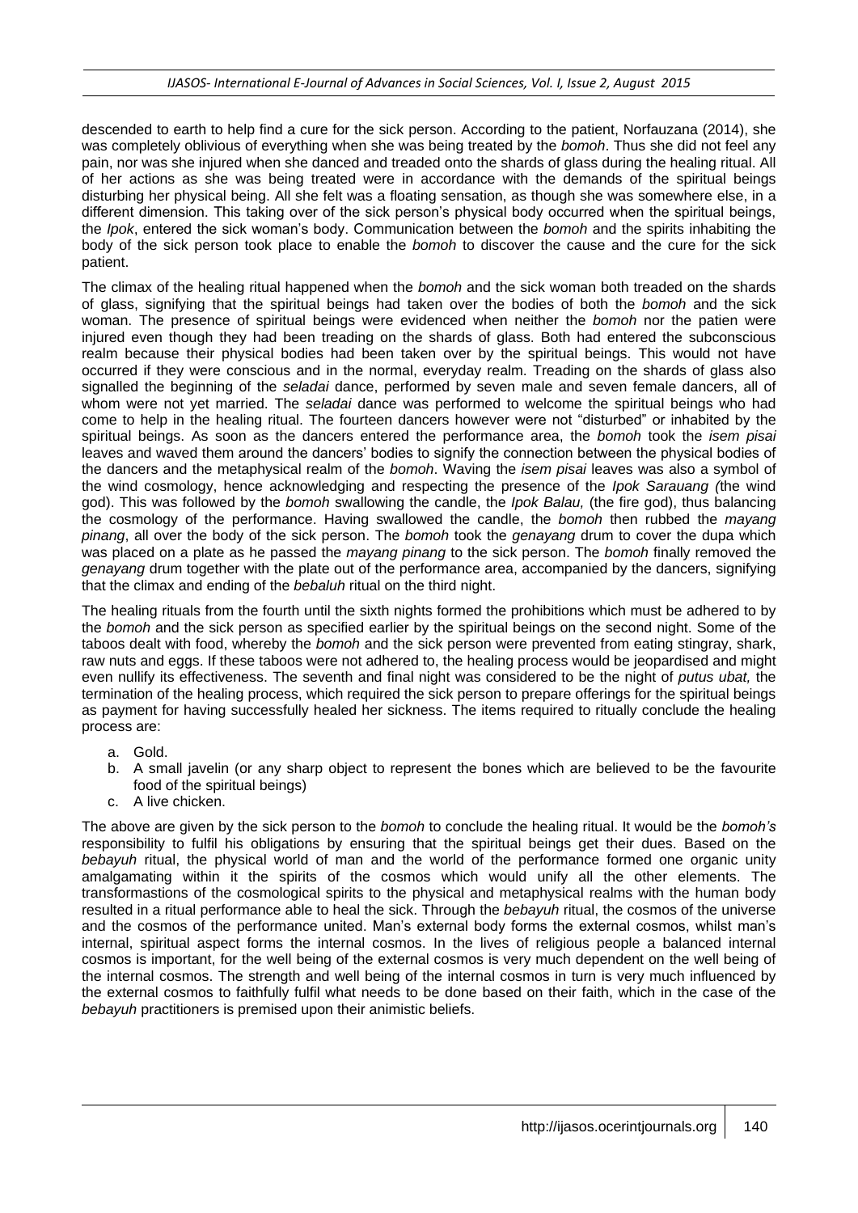descended to earth to help find a cure for the sick person. According to the patient, Norfauzana (2014), she was completely oblivious of everything when she was being treated by the *bomoh*. Thus she did not feel any pain, nor was she injured when she danced and treaded onto the shards of glass during the healing ritual. All of her actions as she was being treated were in accordance with the demands of the spiritual beings disturbing her physical being. All she felt was a floating sensation, as though she was somewhere else, in a different dimension. This taking over of the sick person's physical body occurred when the spiritual beings, the *Ipok*, entered the sick woman's body. Communication between the *bomoh* and the spirits inhabiting the body of the sick person took place to enable the *bomoh* to discover the cause and the cure for the sick patient.

The climax of the healing ritual happened when the *bomoh* and the sick woman both treaded on the shards of glass, signifying that the spiritual beings had taken over the bodies of both the *bomoh* and the sick woman. The presence of spiritual beings were evidenced when neither the *bomoh* nor the patien were injured even though they had been treading on the shards of glass. Both had entered the subconscious realm because their physical bodies had been taken over by the spiritual beings. This would not have occurred if they were conscious and in the normal, everyday realm. Treading on the shards of glass also signalled the beginning of the *seladai* dance, performed by seven male and seven female dancers, all of whom were not yet married. The *seladai* dance was performed to welcome the spiritual beings who had come to help in the healing ritual. The fourteen dancers however were not "disturbed" or inhabited by the spiritual beings. As soon as the dancers entered the performance area, the *bomoh* took the *isem pisai* leaves and waved them around the dancers' bodies to signify the connection between the physical bodies of the dancers and the metaphysical realm of the *bomoh*. Waving the *isem pisai* leaves was also a symbol of the wind cosmology, hence acknowledging and respecting the presence of the *Ipok Sarauang (*the wind god). This was followed by the *bomoh* swallowing the candle, the *Ipok Balau,* (the fire god), thus balancing the cosmology of the performance. Having swallowed the candle, the *bomoh* then rubbed the *mayang pinang*, all over the body of the sick person. The *bomoh* took the *genayang* drum to cover the dupa which was placed on a plate as he passed the *mayang pinang* to the sick person. The *bomoh* finally removed the *genayang* drum together with the plate out of the performance area, accompanied by the dancers, signifying that the climax and ending of the *bebaluh* ritual on the third night.

The healing rituals from the fourth until the sixth nights formed the prohibitions which must be adhered to by the *bomoh* and the sick person as specified earlier by the spiritual beings on the second night. Some of the taboos dealt with food, whereby the *bomoh* and the sick person were prevented from eating stingray, shark, raw nuts and eggs. If these taboos were not adhered to, the healing process would be jeopardised and might even nullify its effectiveness. The seventh and final night was considered to be the night of *putus ubat,* the termination of the healing process, which required the sick person to prepare offerings for the spiritual beings as payment for having successfully healed her sickness. The items required to ritually conclude the healing process are:

a. Gold.
b. A small javelin (or any sharp object to represent the bones which are believed to be the favourite food of the spiritual beings)
c. A live chicken.

The above are given by the sick person to the *bomoh* to conclude the healing ritual. It would be the *bomoh's* responsibility to fulfil his obligations by ensuring that the spiritual beings get their dues. Based on the *bebayuh* ritual, the physical world of man and the world of the performance formed one organic unity amalgamating within it the spirits of the cosmos which would unify all the other elements. The transformastions of the cosmological spirits to the physical and metaphysical realms with the human body resulted in a ritual performance able to heal the sick. Through the *bebayuh* ritual, the cosmos of the universe and the cosmos of the performance united. Man's external body forms the external cosmos, whilst man's internal, spiritual aspect forms the internal cosmos. In the lives of religious people a balanced internal cosmos is important, for the well being of the external cosmos is very much dependent on the well being of the internal cosmos. The strength and well being of the internal cosmos in turn is very much influenced by the external cosmos to faithfully fulfil what needs to be done based on their faith, which in the case of the *bebayuh* practitioners is premised upon their animistic beliefs.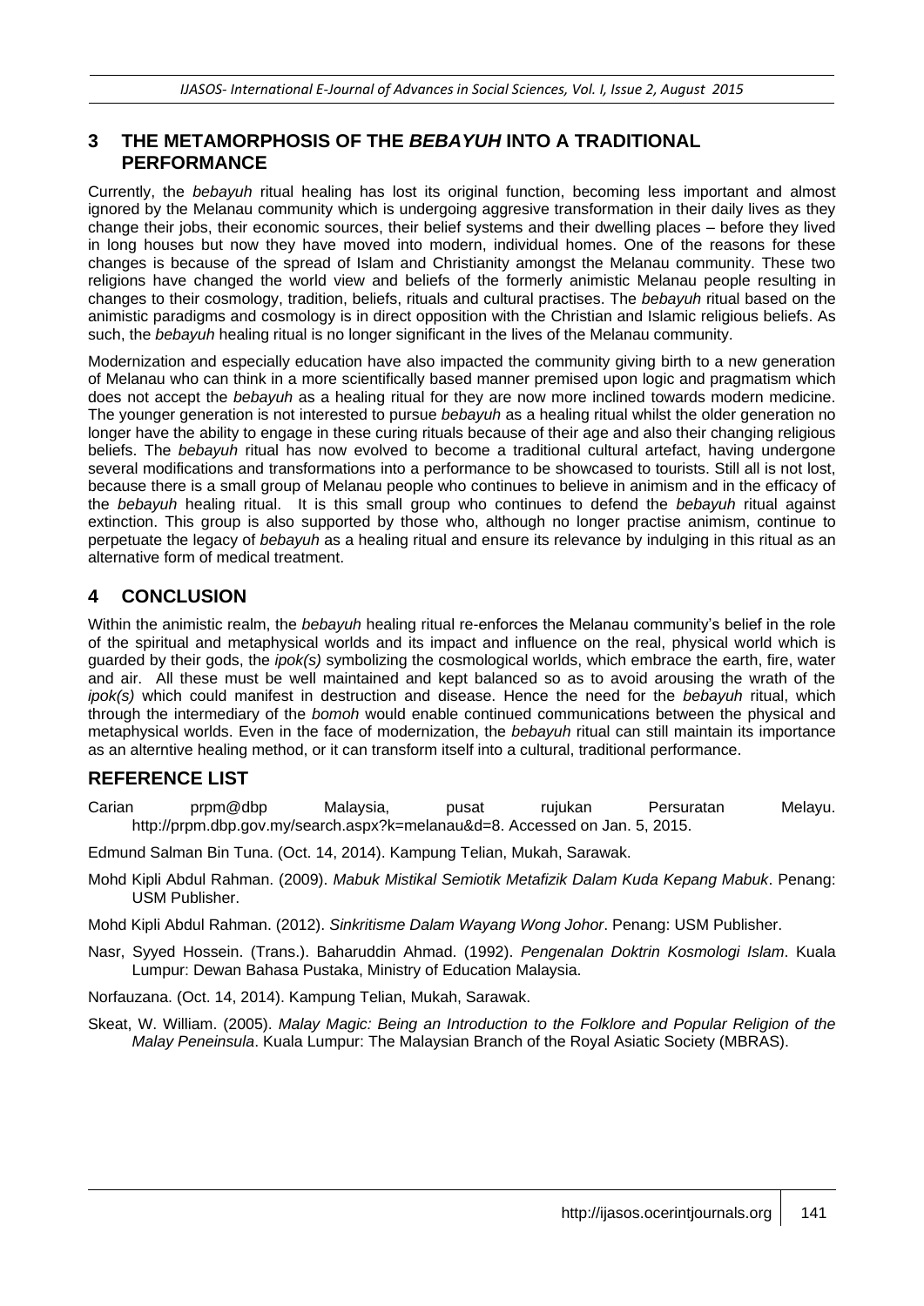## 3 THE METAMORPHOSIS OF THE *BEBAYUH* INTO A TRADITIONAL PERFORMANCE

Currently, the *bebayuh* ritual healing has lost its original function, becoming less important and almost ignored by the Melanau community which is undergoing aggresive transformation in their daily lives as they change their jobs, their economic sources, their belief systems and their dwelling places – before they lived in long houses but now they have moved into modern, individual homes. One of the reasons for these changes is because of the spread of Islam and Christianity amongst the Melanau community. These two religions have changed the world view and beliefs of the formerly animistic Melanau people resulting in changes to their cosmology, tradition, beliefs, rituals and cultural practises. The *bebayuh* ritual based on the animistic paradigms and cosmology is in direct opposition with the Christian and Islamic religious beliefs. As such, the *bebayuh* healing ritual is no longer significant in the lives of the Melanau community.

Modernization and especially education have also impacted the community giving birth to a new generation of Melanau who can think in a more scientifically based manner premised upon logic and pragmatism which does not accept the *bebayuh* as a healing ritual for they are now more inclined towards modern medicine. The younger generation is not interested to pursue *bebayuh* as a healing ritual whilst the older generation no longer have the ability to engage in these curing rituals because of their age and also their changing religious beliefs. The *bebayuh* ritual has now evolved to become a traditional cultural artefact, having undergone several modifications and transformations into a performance to be showcased to tourists. Still all is not lost, because there is a small group of Melanau people who continues to believe in animism and in the efficacy of the *bebayuh* healing ritual. It is this small group who continues to defend the *bebayuh* ritual against extinction. This group is also supported by those who, although no longer practise animism, continue to perpetuate the legacy of *bebayuh* as a healing ritual and ensure its relevance by indulging in this ritual as an alternative form of medical treatment.

## 4 CONCLUSION

Within the animistic realm, the *bebayuh* healing ritual re-enforces the Melanau community's belief in the role of the spiritual and metaphysical worlds and its impact and influence on the real, physical world which is guarded by their gods, the *ipok(s)* symbolizing the cosmological worlds, which embrace the earth, fire, water and air. All these must be well maintained and kept balanced so as to avoid arousing the wrath of the *ipok(s)* which could manifest in destruction and disease. Hence the need for the *bebayuh* ritual, which through the intermediary of the *bomoh* would enable continued communications between the physical and metaphysical worlds. Even in the face of modernization, the *bebayuh* ritual can still maintain its importance as an alterntive healing method, or it can transform itself into a cultural, traditional performance.

## REFERENCE LIST

Carian prpm@dbp Malaysia, pusat rujukan Persuratan Melayu. http://prpm.dbp.gov.my/search.aspx?k=melanau&d=8. Accessed on Jan. 5, 2015.

Edmund Salman Bin Tuna. (Oct. 14, 2014). Kampung Telian, Mukah, Sarawak.

Mohd Kipli Abdul Rahman. (2009). *Mabuk Mistikal Semiotik Metafizik Dalam Kuda Kepang Mabuk*. Penang: USM Publisher.

Mohd Kipli Abdul Rahman. (2012). *Sinkritisme Dalam Wayang Wong Johor*. Penang: USM Publisher.

Nasr, Syyed Hossein. (Trans.). Baharuddin Ahmad. (1992). *Pengenalan Doktrin Kosmologi Islam*. Kuala Lumpur: Dewan Bahasa Pustaka, Ministry of Education Malaysia.

Norfauzana. (Oct. 14, 2014). Kampung Telian, Mukah, Sarawak.

Skeat, W. William. (2005). *Malay Magic: Being an Introduction to the Folklore and Popular Religion of the Malay Peneinsula*. Kuala Lumpur: The Malaysian Branch of the Royal Asiatic Society (MBRAS).